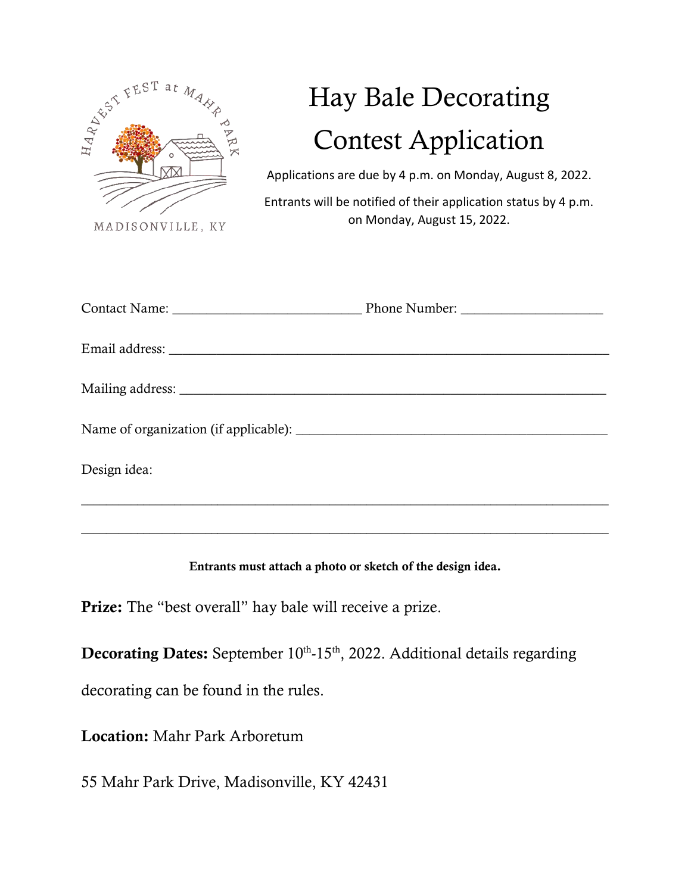HARVEST FEST at MAHR PARK

MADISONVILLE, KY

# Hay Bale Decorating Contest Application

Applications are due by 4 p.m. on Monday, August 8, 2022.

Entrants will be notified of their application status by 4 p.m. on Monday, August 15, 2022.

Contact Name: ___________________________ Phone Number: ____________________

Email address: _______________________________________________________________

Mailing address: ______________________________________________________________

Name of organization (if applicable): ______________________________________________

Design idea:

___________________________________________________________________________

___________________________________________________________________________

**Entrants must attach a photo or sketch of the design idea.**

**Prize:** The "best overall" hay bale will receive a prize.

**Decorating Dates:** September 10th-15th, 2022. Additional details regarding decorating can be found in the rules.

**Location:** Mahr Park Arboretum

55 Mahr Park Drive, Madisonville, KY 42431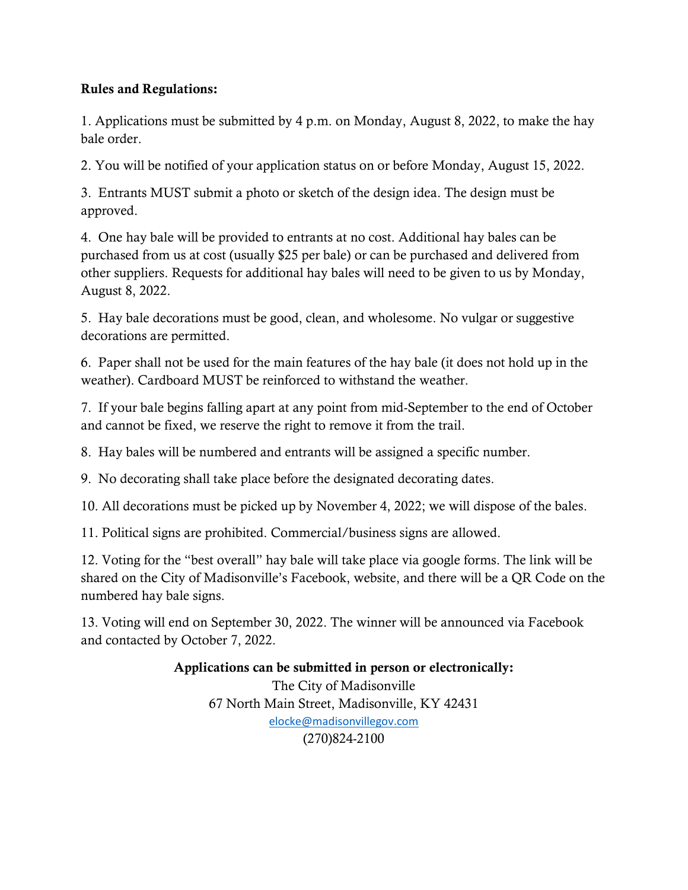**Rules and Regulations:**

1. Applications must be submitted by 4 p.m. on Monday, August 8, 2022, to make the hay bale order.

2. You will be notified of your application status on or before Monday, August 15, 2022.

3. Entrants MUST submit a photo or sketch of the design idea. The design must be approved.

4. One hay bale will be provided to entrants at no cost. Additional hay bales can be purchased from us at cost (usually $25 per bale) or can be purchased and delivered from other suppliers. Requests for additional hay bales will need to be given to us by Monday, August 8, 2022.

5. Hay bale decorations must be good, clean, and wholesome. No vulgar or suggestive decorations are permitted.

6. Paper shall not be used for the main features of the hay bale (it does not hold up in the weather). Cardboard MUST be reinforced to withstand the weather.

7. If your bale begins falling apart at any point from mid-September to the end of October and cannot be fixed, we reserve the right to remove it from the trail.

8. Hay bales will be numbered and entrants will be assigned a specific number.

9. No decorating shall take place before the designated decorating dates.

10. All decorations must be picked up by November 4, 2022; we will dispose of the bales.

11. Political signs are prohibited. Commercial/business signs are allowed.

12. Voting for the "best overall" hay bale will take place via google forms. The link will be shared on the City of Madisonville's Facebook, website, and there will be a QR Code on the numbered hay bale signs.

13. Voting will end on September 30, 2022. The winner will be announced via Facebook and contacted by October 7, 2022.

**Applications can be submitted in person or electronically:**

The City of Madisonville
67 North Main Street, Madisonville, KY 42431
elocke@madisonvillegov.com
(270)824-2100